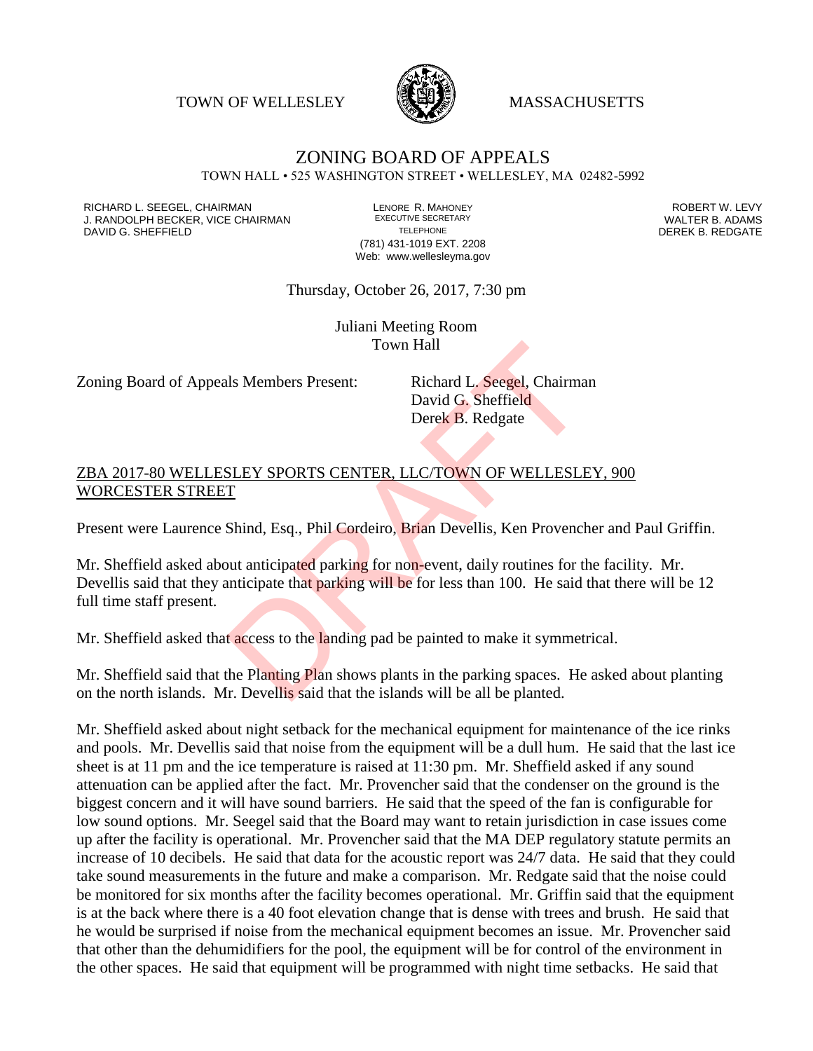TOWN OF WELLESLEY MASSACHUSETTS

# ZONING BOARD OF APPEALS

TOWN HALL • 525 WASHINGTON STREET • WELLESLEY, MA 02482-5992

RICHARD L. SEEGEL, CHAIRMAN
J. RANDOLPH BECKER, VICE CHAIRMAN
DAVID G. SHEFFIELD

LENORE R. MAHONEY
EXECUTIVE SECRETARY
TELEPHONE
(781) 431-1019 EXT. 2208
Web: www.wellesleyma.gov

ROBERT W. LEVY
WALTER B. ADAMS
DEREK B. REDGATE

Thursday, October 26, 2017, 7:30 pm

Juliani Meeting Room
Town Hall

Zoning Board of Appeals Members Present: Richard L. Seegel, Chairman
David G. Sheffield
Derek B. Redgate

DRAFT

ZBA 2017-80 WELLESLEY SPORTS CENTER, LLC/TOWN OF WELLESLEY, 900 WORCESTER STREET

Present were Laurence Shind, Esq., Phil Cordeiro, Brian Devellis, Ken Provencher and Paul Griffin.

Mr. Sheffield asked about anticipated parking for non-event, daily routines for the facility. Mr. Devellis said that they anticipate that parking will be for less than 100. He said that there will be 12 full time staff present.

Mr. Sheffield asked that access to the landing pad be painted to make it symmetrical.

Mr. Sheffield said that the Planting Plan shows plants in the parking spaces. He asked about planting on the north islands. Mr. Devellis said that the islands will be all be planted.

Mr. Sheffield asked about night setback for the mechanical equipment for maintenance of the ice rinks and pools. Mr. Devellis said that noise from the equipment will be a dull hum. He said that the last ice sheet is at 11 pm and the ice temperature is raised at 11:30 pm. Mr. Sheffield asked if any sound attenuation can be applied after the fact. Mr. Provencher said that the condenser on the ground is the biggest concern and it will have sound barriers. He said that the speed of the fan is configurable for low sound options. Mr. Seegel said that the Board may want to retain jurisdiction in case issues come up after the facility is operational. Mr. Provencher said that the MA DEP regulatory statute permits an increase of 10 decibels. He said that data for the acoustic report was 24/7 data. He said that they could take sound measurements in the future and make a comparison. Mr. Redgate said that the noise could be monitored for six months after the facility becomes operational. Mr. Griffin said that the equipment is at the back where there is a 40 foot elevation change that is dense with trees and brush. He said that he would be surprised if noise from the mechanical equipment becomes an issue. Mr. Provencher said that other than the dehumidifiers for the pool, the equipment will be for control of the environment in the other spaces. He said that equipment will be programmed with night time setbacks. He said that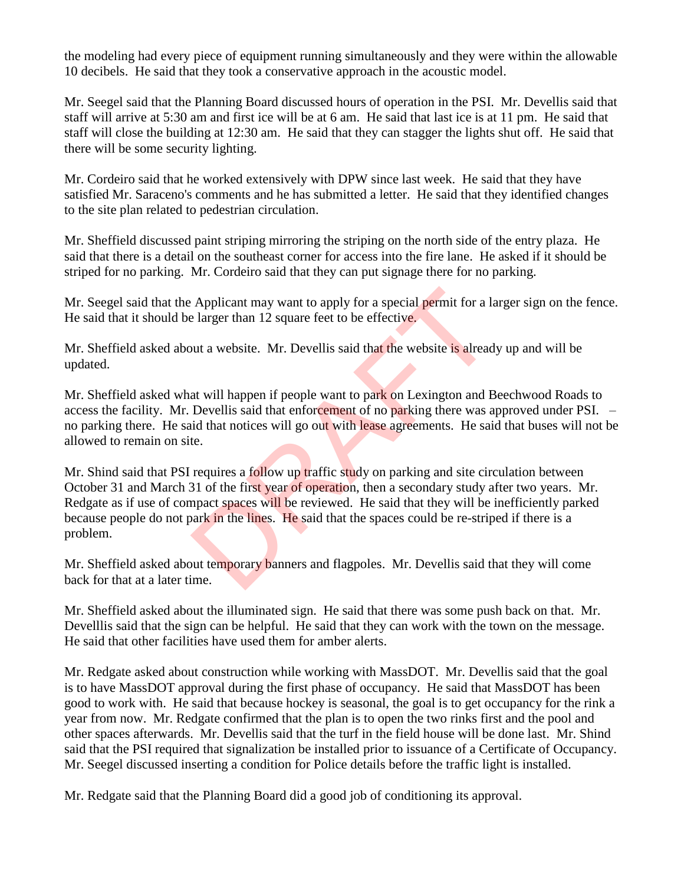the modeling had every piece of equipment running simultaneously and they were within the allowable 10 decibels. He said that they took a conservative approach in the acoustic model.

Mr. Seegel said that the Planning Board discussed hours of operation in the PSI. Mr. Devellis said that staff will arrive at 5:30 am and first ice will be at 6 am. He said that last ice is at 11 pm. He said that staff will close the building at 12:30 am. He said that they can stagger the lights shut off. He said that there will be some security lighting.

Mr. Cordeiro said that he worked extensively with DPW since last week. He said that they have satisfied Mr. Saraceno's comments and he has submitted a letter. He said that they identified changes to the site plan related to pedestrian circulation.

Mr. Sheffield discussed paint striping mirroring the striping on the north side of the entry plaza. He said that there is a detail on the southeast corner for access into the fire lane. He asked if it should be striped for no parking. Mr. Cordeiro said that they can put signage there for no parking.

Mr. Seegel said that the Applicant may want to apply for a special permit for a larger sign on the fence. He said that it should be larger than 12 square feet to be effective.

Mr. Sheffield asked about a website. Mr. Devellis said that the website is already up and will be updated.

Mr. Sheffield asked what will happen if people want to park on Lexington and Beechwood Roads to access the facility. Mr. Devellis said that enforcement of no parking there was approved under PSI. – no parking there. He said that notices will go out with lease agreements. He said that buses will not be allowed to remain on site.

Mr. Shind said that PSI requires a follow up traffic study on parking and site circulation between October 31 and March 31 of the first year of operation, then a secondary study after two years. Mr. Redgate as if use of compact spaces will be reviewed. He said that they will be inefficiently parked because people do not park in the lines. He said that the spaces could be re-striped if there is a problem.

Mr. Sheffield asked about temporary banners and flagpoles. Mr. Devellis said that they will come back for that at a later time.

Mr. Sheffield asked about the illuminated sign. He said that there was some push back on that. Mr. Develllis said that the sign can be helpful. He said that they can work with the town on the message. He said that other facilities have used them for amber alerts.

Mr. Redgate asked about construction while working with MassDOT. Mr. Devellis said that the goal is to have MassDOT approval during the first phase of occupancy. He said that MassDOT has been good to work with. He said that because hockey is seasonal, the goal is to get occupancy for the rink a year from now. Mr. Redgate confirmed that the plan is to open the two rinks first and the pool and other spaces afterwards. Mr. Devellis said that the turf in the field house will be done last. Mr. Shind said that the PSI required that signalization be installed prior to issuance of a Certificate of Occupancy. Mr. Seegel discussed inserting a condition for Police details before the traffic light is installed.

Mr. Redgate said that the Planning Board did a good job of conditioning its approval.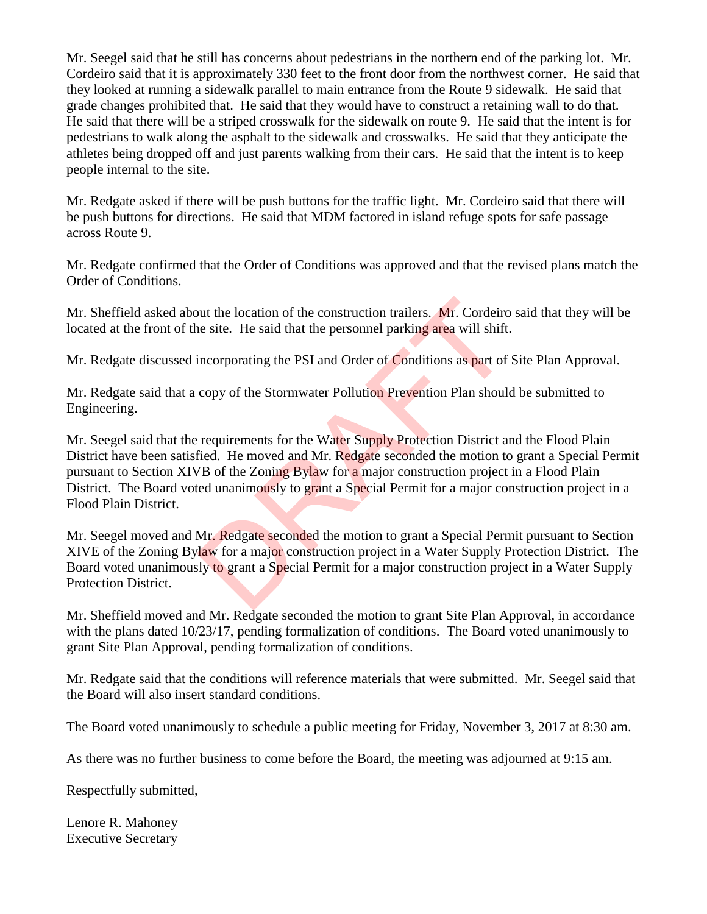Mr. Seegel said that he still has concerns about pedestrians in the northern end of the parking lot. Mr. Cordeiro said that it is approximately 330 feet to the front door from the northwest corner. He said that they looked at running a sidewalk parallel to main entrance from the Route 9 sidewalk. He said that grade changes prohibited that. He said that they would have to construct a retaining wall to do that. He said that there will be a striped crosswalk for the sidewalk on route 9. He said that the intent is for pedestrians to walk along the asphalt to the sidewalk and crosswalks. He said that they anticipate the athletes being dropped off and just parents walking from their cars. He said that the intent is to keep people internal to the site.

Mr. Redgate asked if there will be push buttons for the traffic light. Mr. Cordeiro said that there will be push buttons for directions. He said that MDM factored in island refuge spots for safe passage across Route 9.

Mr. Redgate confirmed that the Order of Conditions was approved and that the revised plans match the Order of Conditions.

Mr. Sheffield asked about the location of the construction trailers. Mr. Cordeiro said that they will be located at the front of the site. He said that the personnel parking area will shift.

Mr. Redgate discussed incorporating the PSI and Order of Conditions as part of Site Plan Approval.

Mr. Redgate said that a copy of the Stormwater Pollution Prevention Plan should be submitted to Engineering.

Mr. Seegel said that the requirements for the Water Supply Protection District and the Flood Plain District have been satisfied. He moved and Mr. Redgate seconded the motion to grant a Special Permit pursuant to Section XIVB of the Zoning Bylaw for a major construction project in a Flood Plain District. The Board voted unanimously to grant a Special Permit for a major construction project in a Flood Plain District.

Mr. Seegel moved and Mr. Redgate seconded the motion to grant a Special Permit pursuant to Section XIVE of the Zoning Bylaw for a major construction project in a Water Supply Protection District. The Board voted unanimously to grant a Special Permit for a major construction project in a Water Supply Protection District.

Mr. Sheffield moved and Mr. Redgate seconded the motion to grant Site Plan Approval, in accordance with the plans dated 10/23/17, pending formalization of conditions. The Board voted unanimously to grant Site Plan Approval, pending formalization of conditions.

Mr. Redgate said that the conditions will reference materials that were submitted. Mr. Seegel said that the Board will also insert standard conditions.

The Board voted unanimously to schedule a public meeting for Friday, November 3, 2017 at 8:30 am.

As there was no further business to come before the Board, the meeting was adjourned at 9:15 am.

Respectfully submitted,

Lenore R. Mahoney
Executive Secretary